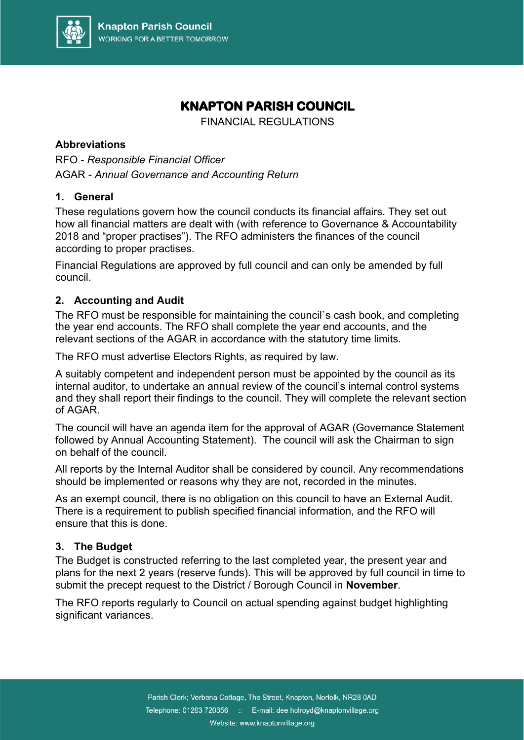# KNAPTON PARISH COUNCIL

FINANCIAL REGULATIONS

**Abbreviations**

RFO - *Responsible Financial Officer*

AGAR - *Annual Governance and Accounting Return*

## 1. General

These regulations govern how the council conducts its financial affairs. They set out how all financial matters are dealt with (with reference to Governance & Accountability 2018 and "proper practises"). The RFO administers the finances of the council according to proper practises.

Financial Regulations are approved by full council and can only be amended by full council.

## 2. Accounting and Audit

The RFO must be responsible for maintaining the council`s cash book, and completing the year end accounts. The RFO shall complete the year end accounts, and the relevant sections of the AGAR in accordance with the statutory time limits.

The RFO must advertise Electors Rights, as required by law.

A suitably competent and independent person must be appointed by the council as its internal auditor, to undertake an annual review of the council's internal control systems and they shall report their findings to the council. They will complete the relevant section of AGAR.

The council will have an agenda item for the approval of AGAR (Governance Statement followed by Annual Accounting Statement). The council will ask the Chairman to sign on behalf of the council.

All reports by the Internal Auditor shall be considered by council. Any recommendations should be implemented or reasons why they are not, recorded in the minutes.

As an exempt council, there is no obligation on this council to have an External Audit. There is a requirement to publish specified financial information, and the RFO will ensure that this is done.

## 3. The Budget

The Budget is constructed referring to the last completed year, the present year and plans for the next 2 years (reserve funds). This will be approved by full council in time to submit the precept request to the District / Borough Council in **November**.

The RFO reports regularly to Council on actual spending against budget highlighting significant variances.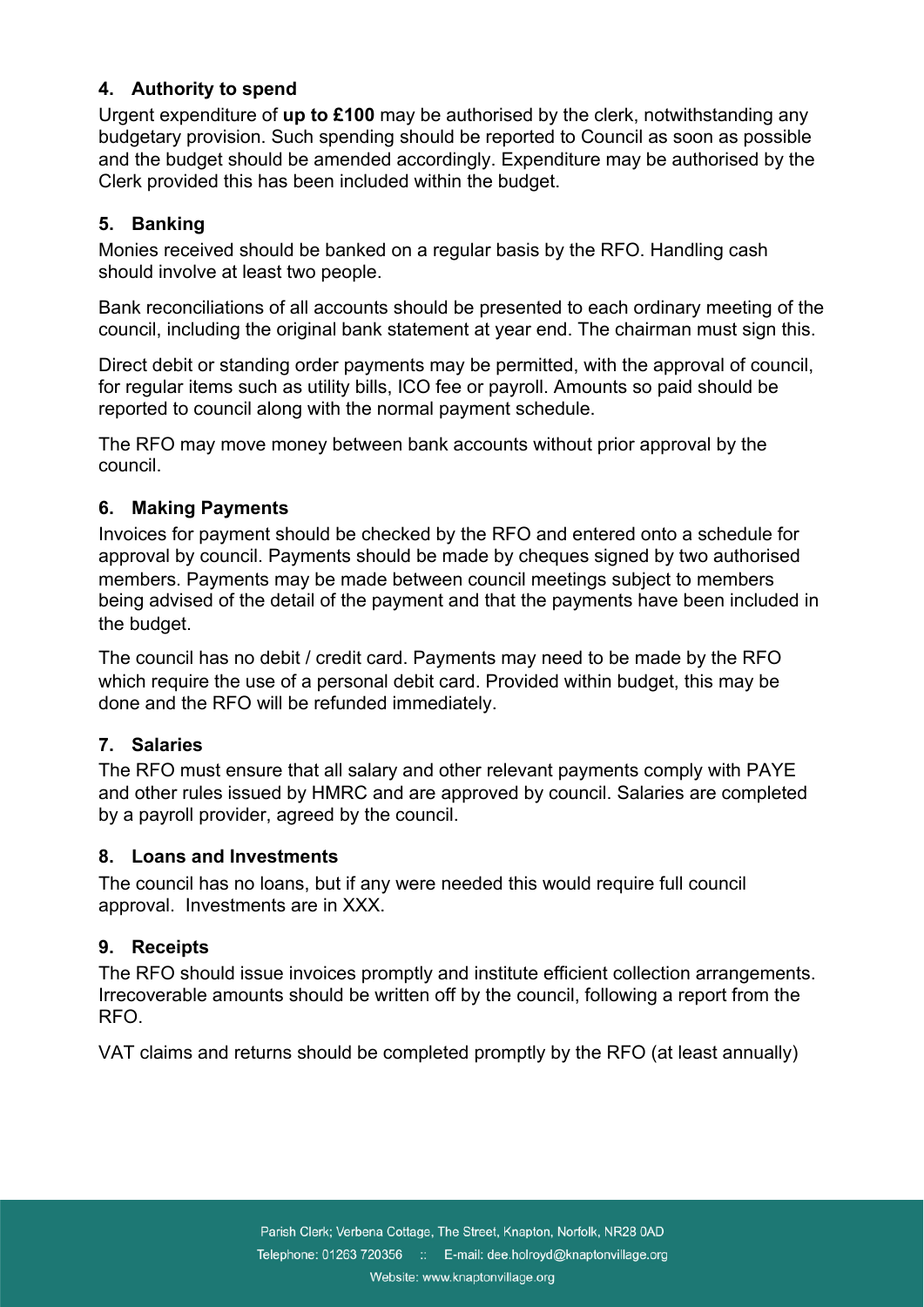### 4. Authority to spend

Urgent expenditure of **up to £100** may be authorised by the clerk, notwithstanding any budgetary provision. Such spending should be reported to Council as soon as possible and the budget should be amended accordingly. Expenditure may be authorised by the Clerk provided this has been included within the budget.

### 5. Banking

Monies received should be banked on a regular basis by the RFO. Handling cash should involve at least two people.

Bank reconciliations of all accounts should be presented to each ordinary meeting of the council, including the original bank statement at year end. The chairman must sign this.

Direct debit or standing order payments may be permitted, with the approval of council, for regular items such as utility bills, ICO fee or payroll. Amounts so paid should be reported to council along with the normal payment schedule.

The RFO may move money between bank accounts without prior approval by the council.

### 6. Making Payments

Invoices for payment should be checked by the RFO and entered onto a schedule for approval by council. Payments should be made by cheques signed by two authorised members. Payments may be made between council meetings subject to members being advised of the detail of the payment and that the payments have been included in the budget.

The council has no debit / credit card. Payments may need to be made by the RFO which require the use of a personal debit card. Provided within budget, this may be done and the RFO will be refunded immediately.

### 7. Salaries

The RFO must ensure that all salary and other relevant payments comply with PAYE and other rules issued by HMRC and are approved by council. Salaries are completed by a payroll provider, agreed by the council.

### 8. Loans and Investments

The council has no loans, but if any were needed this would require full council approval. Investments are in XXX.

### 9. Receipts

The RFO should issue invoices promptly and institute efficient collection arrangements. Irrecoverable amounts should be written off by the council, following a report from the RFO.

VAT claims and returns should be completed promptly by the RFO (at least annually)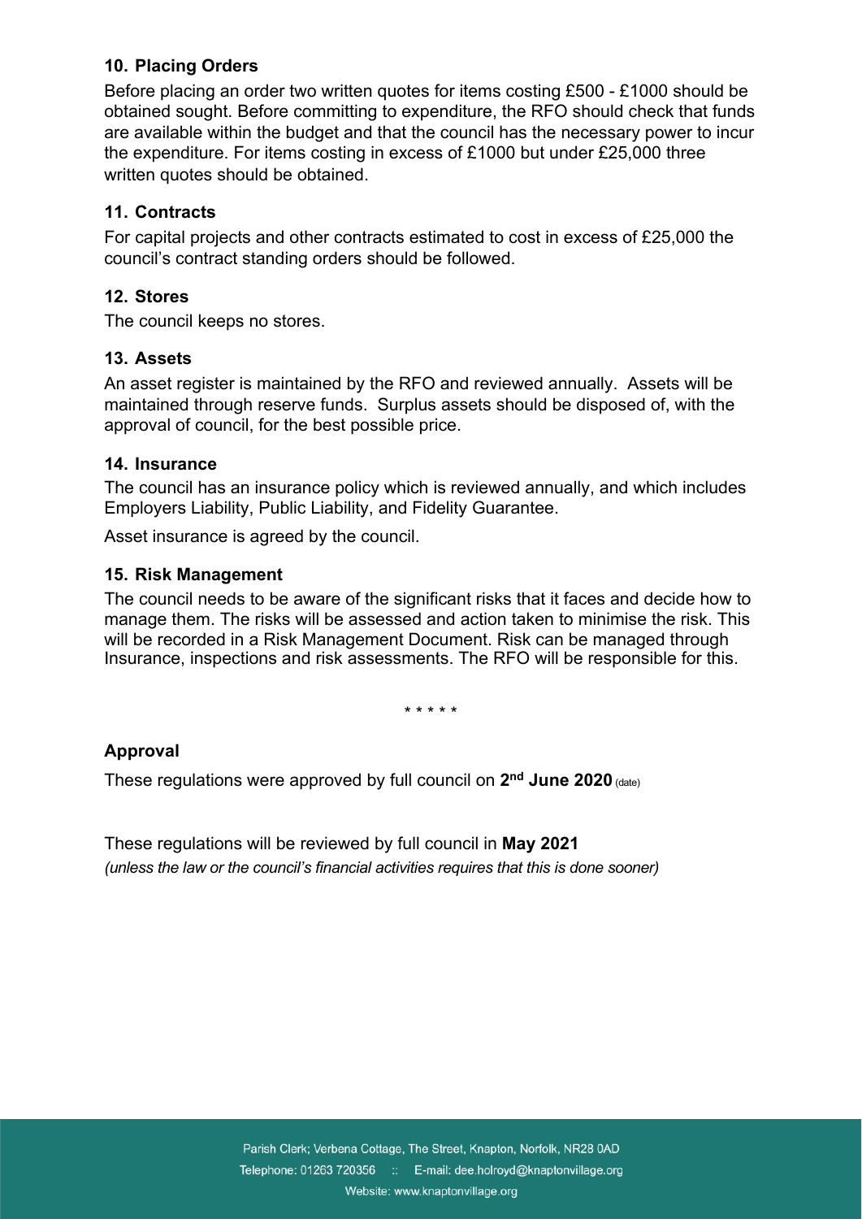## 10. Placing Orders

Before placing an order two written quotes for items costing £500 - £1000 should be obtained sought. Before committing to expenditure, the RFO should check that funds are available within the budget and that the council has the necessary power to incur the expenditure. For items costing in excess of £1000 but under £25,000 three written quotes should be obtained.

## 11. Contracts

For capital projects and other contracts estimated to cost in excess of £25,000 the council's contract standing orders should be followed.

## 12. Stores

The council keeps no stores.

## 13. Assets

An asset register is maintained by the RFO and reviewed annually. Assets will be maintained through reserve funds. Surplus assets should be disposed of, with the approval of council, for the best possible price.

## 14. Insurance

The council has an insurance policy which is reviewed annually, and which includes Employers Liability, Public Liability, and Fidelity Guarantee.

Asset insurance is agreed by the council.

## 15. Risk Management

The council needs to be aware of the significant risks that it faces and decide how to manage them. The risks will be assessed and action taken to minimise the risk. This will be recorded in a Risk Management Document. Risk can be managed through Insurance, inspections and risk assessments. The RFO will be responsible for this.

\* \* \* \* \*

## Approval

These regulations were approved by full council on **2nd June 2020** (date)

These regulations will be reviewed by full council in **May 2021**

*(unless the law or the council's financial activities requires that this is done sooner)*

Parish Clerk; Verbena Cottage, The Street, Knapton, Norfolk, NR28 0AD
Telephone: 01263 720356 :: E-mail: dee.holroyd@knaptonvillage.org
Website: www.knaptonvillage.org